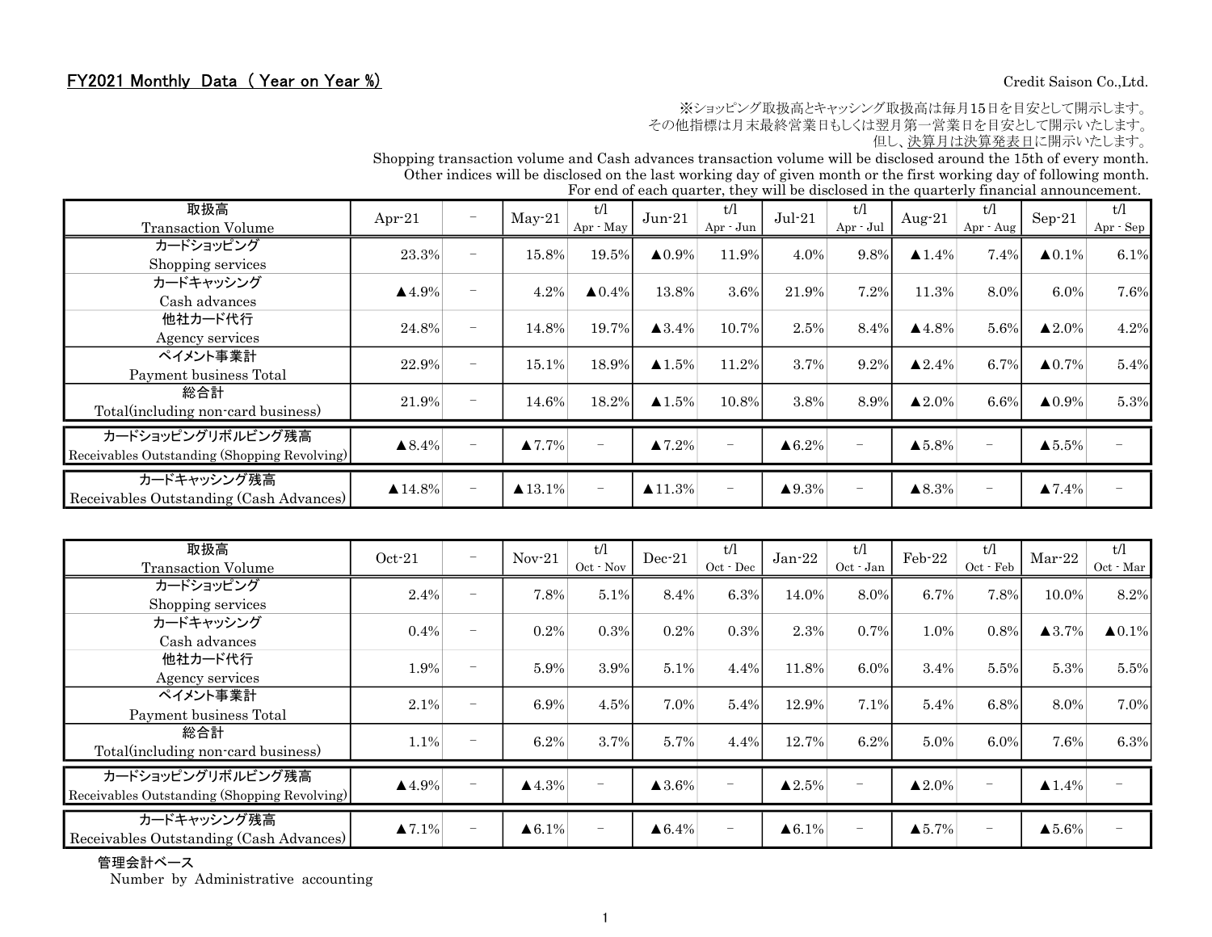## FY2021 Monthly Data ( Year on Year %)

Credit Saison Co.,Ltd.

※ショッピング取扱高とキャッシング取扱高は毎月15日を目安として開示します。
その他指標は月末最終営業日もしくは翌月第一営業日を目安として開示いたします。
但し、決算月は決算発表日に開示いたします。
Shopping transaction volume and Cash advances transaction volume will be disclosed around the 15th of every month.
Other indices will be disclosed on the last working day of given month or the first working day of following month.
For end of each quarter, they will be disclosed in the quarterly financial announcement.

| 取扱高 Transaction Volume | Apr-21 | － | May-21 | t/l Apr - May | Jun-21 | t/l Apr - Jun | Jul-21 | t/l Apr - Jul | Aug-21 | t/l Apr - Aug | Sep-21 | t/l Apr - Sep |
|---|---|---|---|---|---|---|---|---|---|---|---|---|
| カードショッピング Shopping services | 23.3% | － | 15.8% | 19.5% | ▲0.9% | 11.9% | 4.0% | 9.8% | ▲1.4% | 7.4% | ▲0.1% | 6.1% |
| カードキャッシング Cash advances | ▲4.9% | － | 4.2% | ▲0.4% | 13.8% | 3.6% | 21.9% | 7.2% | 11.3% | 8.0% | 6.0% | 7.6% |
| 他社カード代行 Agency services | 24.8% | － | 14.8% | 19.7% | ▲3.4% | 10.7% | 2.5% | 8.4% | ▲4.8% | 5.6% | ▲2.0% | 4.2% |
| ペイメント事業計 Payment business Total | 22.9% | － | 15.1% | 18.9% | ▲1.5% | 11.2% | 3.7% | 9.2% | ▲2.4% | 6.7% | ▲0.7% | 5.4% |
| 総合計 Total(including non-card business) | 21.9% | － | 14.6% | 18.2% | ▲1.5% | 10.8% | 3.8% | 8.9% | ▲2.0% | 6.6% | ▲0.9% | 5.3% |
| カードショッピングリボルビング残高 Receivables Outstanding (Shopping Revolving) | ▲8.4% | － | ▲7.7% | － | ▲7.2% | － | ▲6.2% | － | ▲5.8% | － | ▲5.5% | － |
| カードキャッシング残高 Receivables Outstanding (Cash Advances) | ▲14.8% | － | ▲13.1% | － | ▲11.3% | － | ▲9.3% | － | ▲8.3% | － | ▲7.4% | － |

| 取扱高 Transaction Volume | Oct-21 | － | Nov-21 | t/l Oct - Nov | Dec-21 | t/l Oct - Dec | Jan-22 | t/l Oct - Jan | Feb-22 | t/l Oct - Feb | Mar-22 | t/l Oct - Mar |
|---|---|---|---|---|---|---|---|---|---|---|---|---|
| カードショッピング Shopping services | 2.4% | － | 7.8% | 5.1% | 8.4% | 6.3% | 14.0% | 8.0% | 6.7% | 7.8% | 10.0% | 8.2% |
| カードキャッシング Cash advances | 0.4% | － | 0.2% | 0.3% | 0.2% | 0.3% | 2.3% | 0.7% | 1.0% | 0.8% | ▲3.7% | ▲0.1% |
| 他社カード代行 Agency services | 1.9% | － | 5.9% | 3.9% | 5.1% | 4.4% | 11.8% | 6.0% | 3.4% | 5.5% | 5.3% | 5.5% |
| ペイメント事業計 Payment business Total | 2.1% | － | 6.9% | 4.5% | 7.0% | 5.4% | 12.9% | 7.1% | 5.4% | 6.8% | 8.0% | 7.0% |
| 総合計 Total(including non-card business) | 1.1% | － | 6.2% | 3.7% | 5.7% | 4.4% | 12.7% | 6.2% | 5.0% | 6.0% | 7.6% | 6.3% |
| カードショッピングリボルビング残高 Receivables Outstanding (Shopping Revolving) | ▲4.9% | － | ▲4.3% | － | ▲3.6% | － | ▲2.5% | － | ▲2.0% | － | ▲1.4% | － |
| カードキャッシング残高 Receivables Outstanding (Cash Advances) | ▲7.1% | － | ▲6.1% | － | ▲6.4% | － | ▲6.1% | － | ▲5.7% | － | ▲5.6% | － |

管理会計ベース
Number by Administrative accounting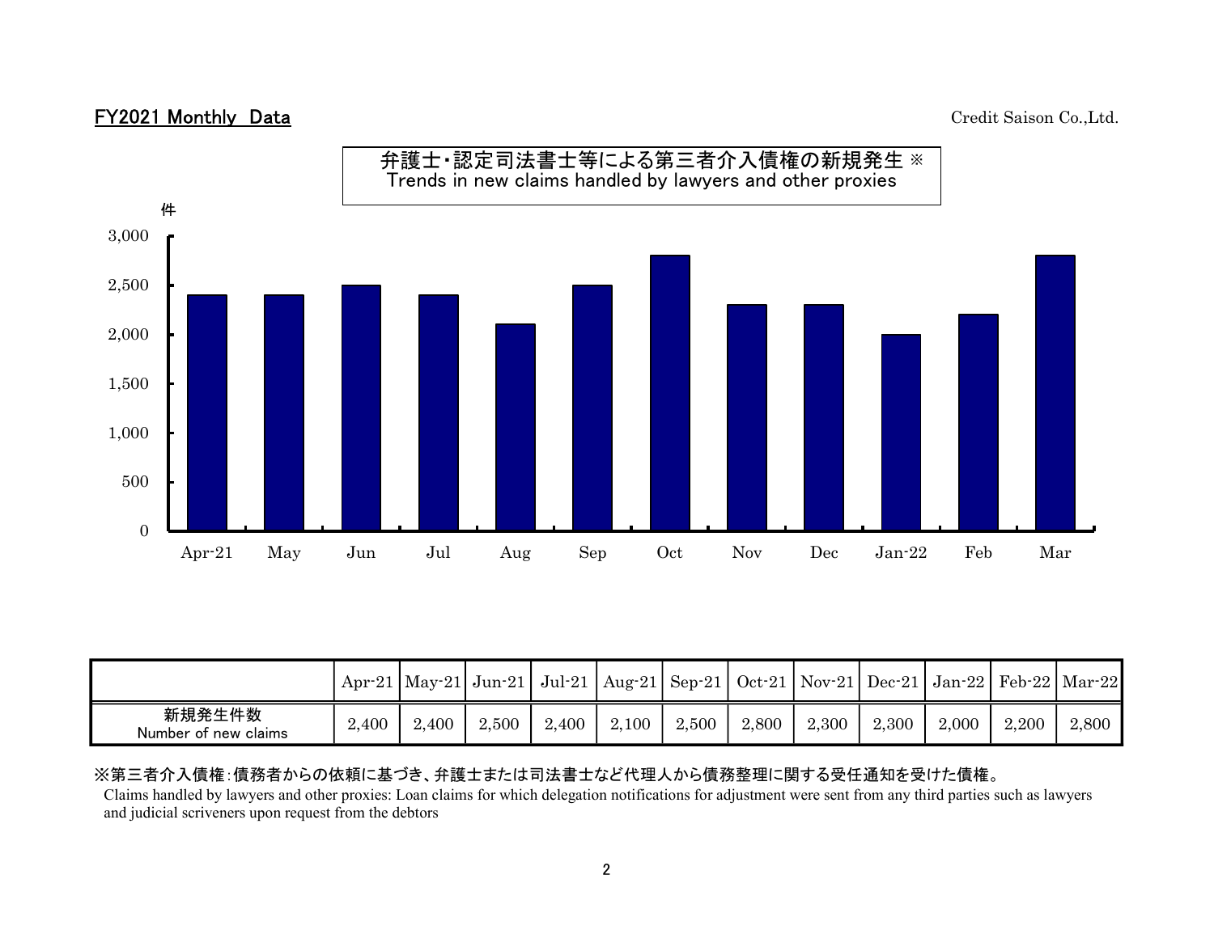**FY2021 Monthly Data**

Credit Saison Co.,Ltd.

## 弁護士･認定司法書士等による第三者介入債権の新規発生 ※
Trends in new claims handled by lawyers and other proxies

件

3,000
2,500
2,000
1,500
1,000
500
0

Apr-21 May Jun Jul Aug Sep Oct Nov Dec Jan-22 Feb Mar

| | Apr-21 | May-21 | Jun-21 | Jul-21 | Aug-21 | Sep-21 | Oct-21 | Nov-21 | Dec-21 | Jan-22 | Feb-22 | Mar-22 |
|---|---|---|---|---|---|---|---|---|---|---|---|---|
| 新規発生件数<br>Number of new claims | 2,400 | 2,400 | 2,500 | 2,400 | 2,100 | 2,500 | 2,800 | 2,300 | 2,300 | 2,000 | 2,200 | 2,800 |

※第三者介入債権:債務者からの依頼に基づき、弁護士または司法書士など代理人から債務整理に関する受任通知を受けた債権。

Claims handled by lawyers and other proxies: Loan claims for which delegation notifications for adjustment were sent from any third parties such as lawyers and judicial scriveners upon request from the debtors